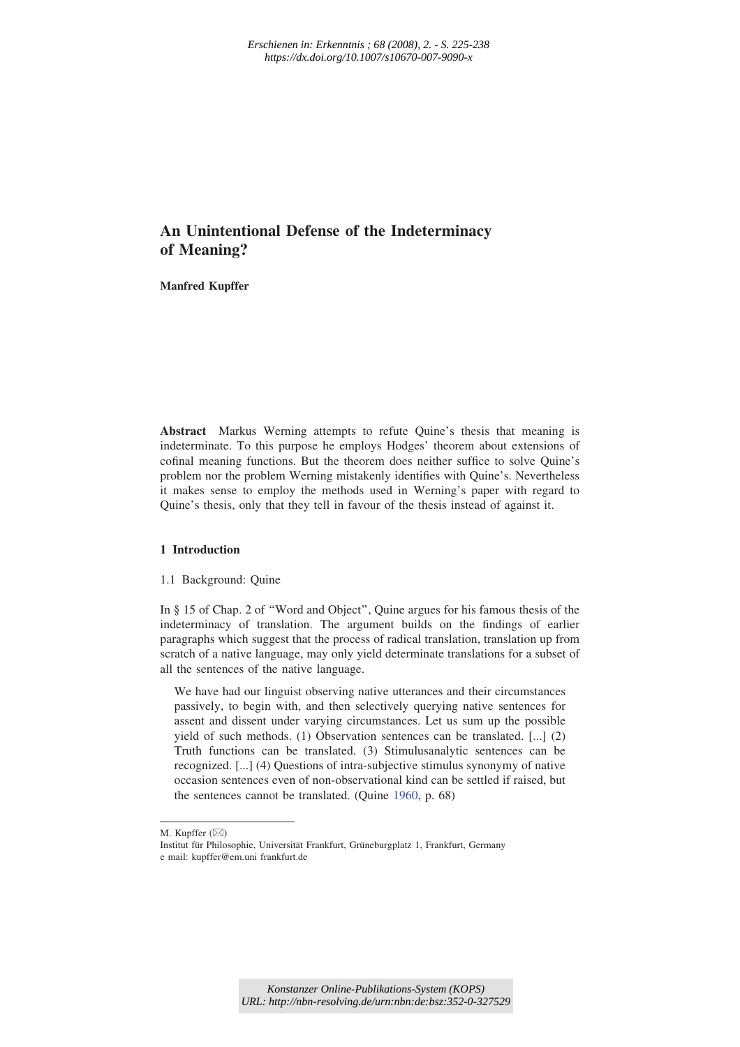*Erschienen in: Erkenntnis ; 68 (2008), 2. - S. 225-238*
*https://dx.doi.org/10.1007/s10670-007-9090-x*

# An Unintentional Defense of the Indeterminacy of Meaning?

**Manfred Kupffer**

**Abstract** Markus Werning attempts to refute Quine's thesis that meaning is indeterminate. To this purpose he employs Hodges' theorem about extensions of cofinal meaning functions. But the theorem does neither suffice to solve Quine's problem nor the problem Werning mistakenly identifies with Quine's. Nevertheless it makes sense to employ the methods used in Werning's paper with regard to Quine's thesis, only that they tell in favour of the thesis instead of against it.

## 1 Introduction

### 1.1 Background: Quine

In § 15 of Chap. 2 of "Word and Object", Quine argues for his famous thesis of the indeterminacy of translation. The argument builds on the findings of earlier paragraphs which suggest that the process of radical translation, translation up from scratch of a native language, may only yield determinate translations for a subset of all the sentences of the native language.

> We have had our linguist observing native utterances and their circumstances passively, to begin with, and then selectively querying native sentences for assent and dissent under varying circumstances. Let us sum up the possible yield of such methods. (1) Observation sentences can be translated. [...] (2) Truth functions can be translated. (3) Stimulusanalytic sentences can be recognized. [...] (4) Questions of intra-subjective stimulus synonymy of native occasion sentences even of non-observational kind can be settled if raised, but the sentences cannot be translated. (Quine 1960, p. 68)

M. Kupffer (✉)
Institut für Philosophie, Universität Frankfurt, Grüneburgplatz 1, Frankfurt, Germany
e mail: kupffer@em.uni frankfurt.de

*Konstanzer Online-Publikations-System (KOPS)*
*URL: http://nbn-resolving.de/urn:nbn:de:bsz:352-0-327529*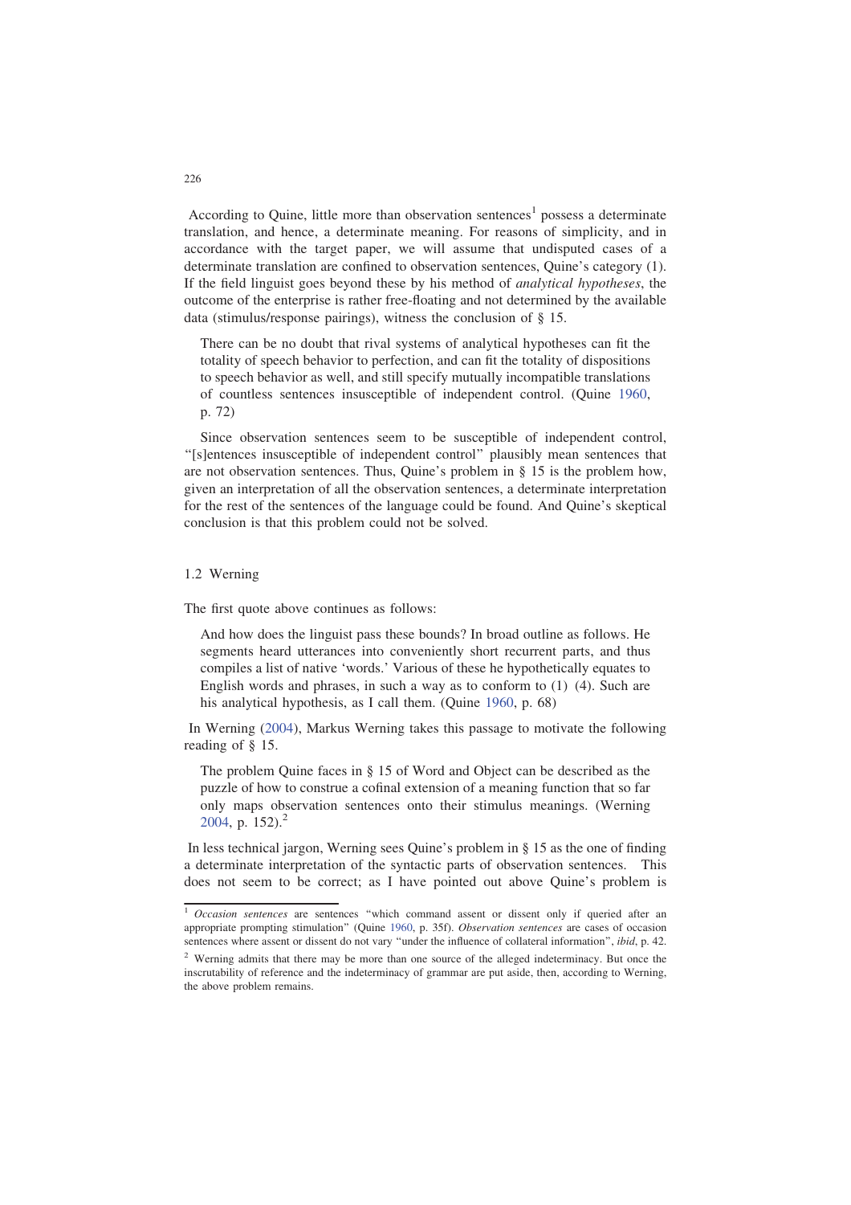According to Quine, little more than observation sentences[1] possess a determinate translation, and hence, a determinate meaning. For reasons of simplicity, and in accordance with the target paper, we will assume that undisputed cases of a determinate translation are confined to observation sentences, Quine's category (1). If the field linguist goes beyond these by his method of *analytical hypotheses*, the outcome of the enterprise is rather free-floating and not determined by the available data (stimulus/response pairings), witness the conclusion of § 15.

> There can be no doubt that rival systems of analytical hypotheses can fit the totality of speech behavior to perfection, and can fit the totality of dispositions to speech behavior as well, and still specify mutually incompatible translations of countless sentences insusceptible of independent control. (Quine 1960, p. 72)

Since observation sentences seem to be susceptible of independent control, "[s]entences insusceptible of independent control" plausibly mean sentences that are not observation sentences. Thus, Quine's problem in § 15 is the problem how, given an interpretation of all the observation sentences, a determinate interpretation for the rest of the sentences of the language could be found. And Quine's skeptical conclusion is that this problem could not be solved.

### 1.2 Werning

The first quote above continues as follows:

> And how does the linguist pass these bounds? In broad outline as follows. He segments heard utterances into conveniently short recurrent parts, and thus compiles a list of native 'words.' Various of these he hypothetically equates to English words and phrases, in such a way as to conform to (1) (4). Such are his analytical hypothesis, as I call them. (Quine 1960, p. 68)

In Werning (2004), Markus Werning takes this passage to motivate the following reading of § 15.

> The problem Quine faces in § 15 of Word and Object can be described as the puzzle of how to construe a cofinal extension of a meaning function that so far only maps observation sentences onto their stimulus meanings. (Werning 2004, p. 152).[2]

In less technical jargon, Werning sees Quine's problem in § 15 as the one of finding a determinate interpretation of the syntactic parts of observation sentences. This does not seem to be correct; as I have pointed out above Quine's problem is

---

[1] *Occasion sentences* are sentences "which command assent or dissent only if queried after an appropriate prompting stimulation" (Quine 1960, p. 35f). *Observation sentences* are cases of occasion sentences where assent or dissent do not vary "under the influence of collateral information", *ibid*, p. 42.

[2] Werning admits that there may be more than one source of the alleged indeterminacy. But once the inscrutability of reference and the indeterminacy of grammar are put aside, then, according to Werning, the above problem remains.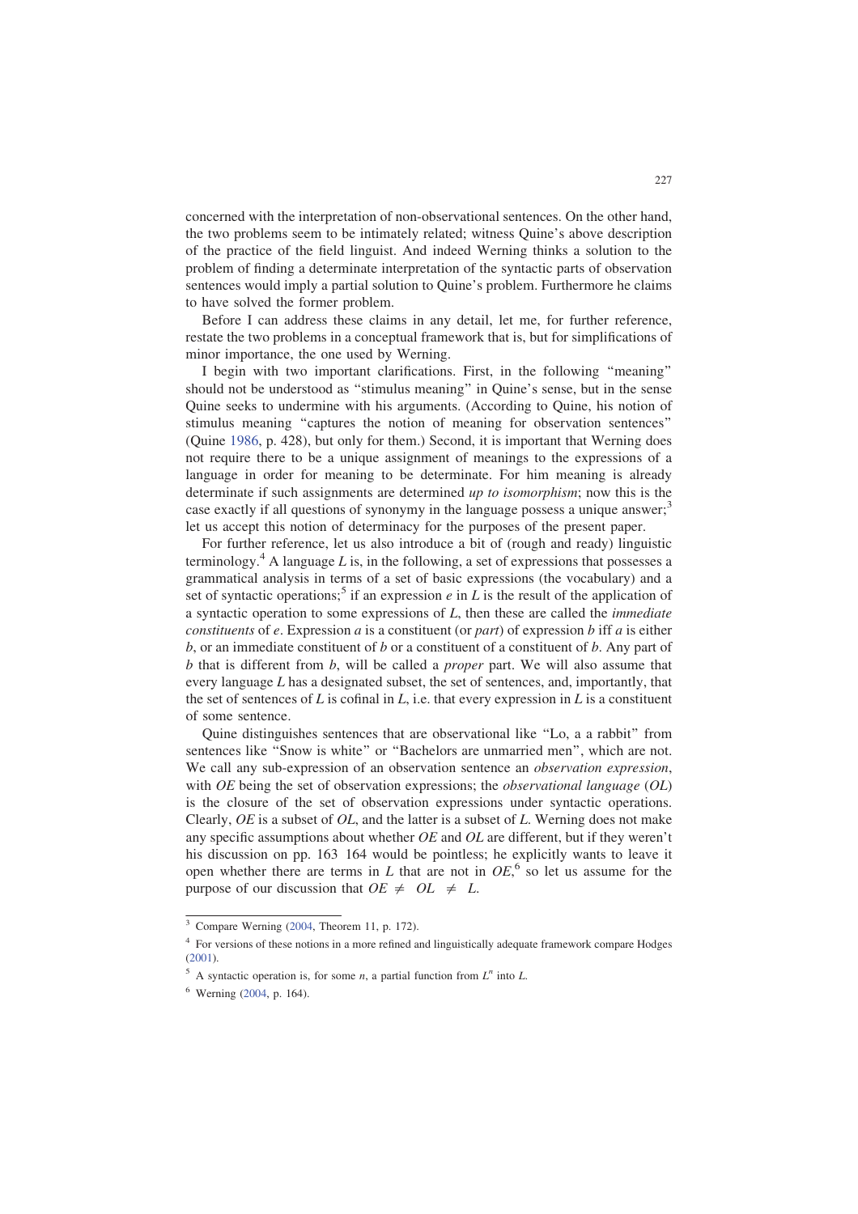concerned with the interpretation of non-observational sentences. On the other hand, the two problems seem to be intimately related; witness Quine's above description of the practice of the field linguist. And indeed Werning thinks a solution to the problem of finding a determinate interpretation of the syntactic parts of observation sentences would imply a partial solution to Quine's problem. Furthermore he claims to have solved the former problem.

Before I can address these claims in any detail, let me, for further reference, restate the two problems in a conceptual framework that is, but for simplifications of minor importance, the one used by Werning.

I begin with two important clarifications. First, in the following "meaning" should not be understood as "stimulus meaning" in Quine's sense, but in the sense Quine seeks to undermine with his arguments. (According to Quine, his notion of stimulus meaning "captures the notion of meaning for observation sentences" (Quine 1986, p. 428), but only for them.) Second, it is important that Werning does not require there to be a unique assignment of meanings to the expressions of a language in order for meaning to be determinate. For him meaning is already determinate if such assignments are determined *up to isomorphism*; now this is the case exactly if all questions of synonymy in the language possess a unique answer;[3] let us accept this notion of determinacy for the purposes of the present paper.

For further reference, let us also introduce a bit of (rough and ready) linguistic terminology.[4] A language $L$ is, in the following, a set of expressions that possesses a grammatical analysis in terms of a set of basic expressions (the vocabulary) and a set of syntactic operations;[5] if an expression $e$ in $L$ is the result of the application of a syntactic operation to some expressions of $L$, then these are called the *immediate constituents* of $e$. Expression $a$ is a constituent (or *part*) of expression $b$ iff $a$ is either $b$, or an immediate constituent of $b$ or a constituent of a constituent of $b$. Any part of $b$ that is different from $b$, will be called a *proper* part. We will also assume that every language $L$ has a designated subset, the set of sentences, and, importantly, that the set of sentences of $L$ is cofinal in $L$, i.e. that every expression in $L$ is a constituent of some sentence.

Quine distinguishes sentences that are observational like "Lo, a a rabbit" from sentences like "Snow is white" or "Bachelors are unmarried men", which are not. We call any sub-expression of an observation sentence an *observation expression*, with $OE$ being the set of observation expressions; the *observational language* ($OL$) is the closure of the set of observation expressions under syntactic operations. Clearly, $OE$ is a subset of $OL$, and the latter is a subset of $L$. Werning does not make any specific assumptions about whether $OE$ and $OL$ are different, but if they weren't his discussion on pp. 163 164 would be pointless; he explicitly wants to leave it open whether there are terms in $L$ that are not in $OE$,[6] so let us assume for the purpose of our discussion that $OE \neq OL \neq L$.

---

[3] Compare Werning (2004, Theorem 11, p. 172).

[4] For versions of these notions in a more refined and linguistically adequate framework compare Hodges (2001).

[5] A syntactic operation is, for some $n$, a partial function from $L^n$ into $L$.

[6] Werning (2004, p. 164).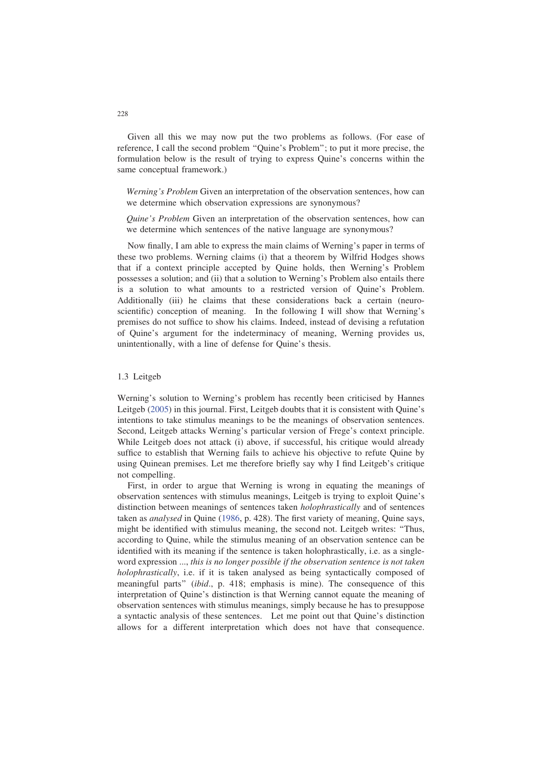Given all this we may now put the two problems as follows. (For ease of reference, I call the second problem "Quine's Problem"; to put it more precise, the formulation below is the result of trying to express Quine's concerns within the same conceptual framework.)

> *Werning's Problem* Given an interpretation of the observation sentences, how can we determine which observation expressions are synonymous?
>
> *Quine's Problem* Given an interpretation of the observation sentences, how can we determine which sentences of the native language are synonymous?

Now finally, I am able to express the main claims of Werning's paper in terms of these two problems. Werning claims (i) that a theorem by Wilfrid Hodges shows that if a context principle accepted by Quine holds, then Werning's Problem possesses a solution; and (ii) that a solution to Werning's Problem also entails there is a solution to what amounts to a restricted version of Quine's Problem. Additionally (iii) he claims that these considerations back a certain (neuro-scientific) conception of meaning. In the following I will show that Werning's premises do not suffice to show his claims. Indeed, instead of devising a refutation of Quine's argument for the indeterminacy of meaning, Werning provides us, unintentionally, with a line of defense for Quine's thesis.

### 1.3 Leitgeb

Werning's solution to Werning's problem has recently been criticised by Hannes Leitgeb (2005) in this journal. First, Leitgeb doubts that it is consistent with Quine's intentions to take stimulus meanings to be the meanings of observation sentences. Second, Leitgeb attacks Werning's particular version of Frege's context principle. While Leitgeb does not attack (i) above, if successful, his critique would already suffice to establish that Werning fails to achieve his objective to refute Quine by using Quinean premises. Let me therefore briefly say why I find Leitgeb's critique not compelling.

First, in order to argue that Werning is wrong in equating the meanings of observation sentences with stimulus meanings, Leitgeb is trying to exploit Quine's distinction between meanings of sentences taken *holophrastically* and of sentences taken as *analysed* in Quine (1986, p. 428). The first variety of meaning, Quine says, might be identified with stimulus meaning, the second not. Leitgeb writes: "Thus, according to Quine, while the stimulus meaning of an observation sentence can be identified with its meaning if the sentence is taken holophrastically, i.e. as a single-word expression ..., *this is no longer possible if the observation sentence is not taken holophrastically*, i.e. if it is taken analysed as being syntactically composed of meaningful parts" (*ibid*., p. 418; emphasis is mine). The consequence of this interpretation of Quine's distinction is that Werning cannot equate the meaning of observation sentences with stimulus meanings, simply because he has to presuppose a syntactic analysis of these sentences. Let me point out that Quine's distinction allows for a different interpretation which does not have that consequence.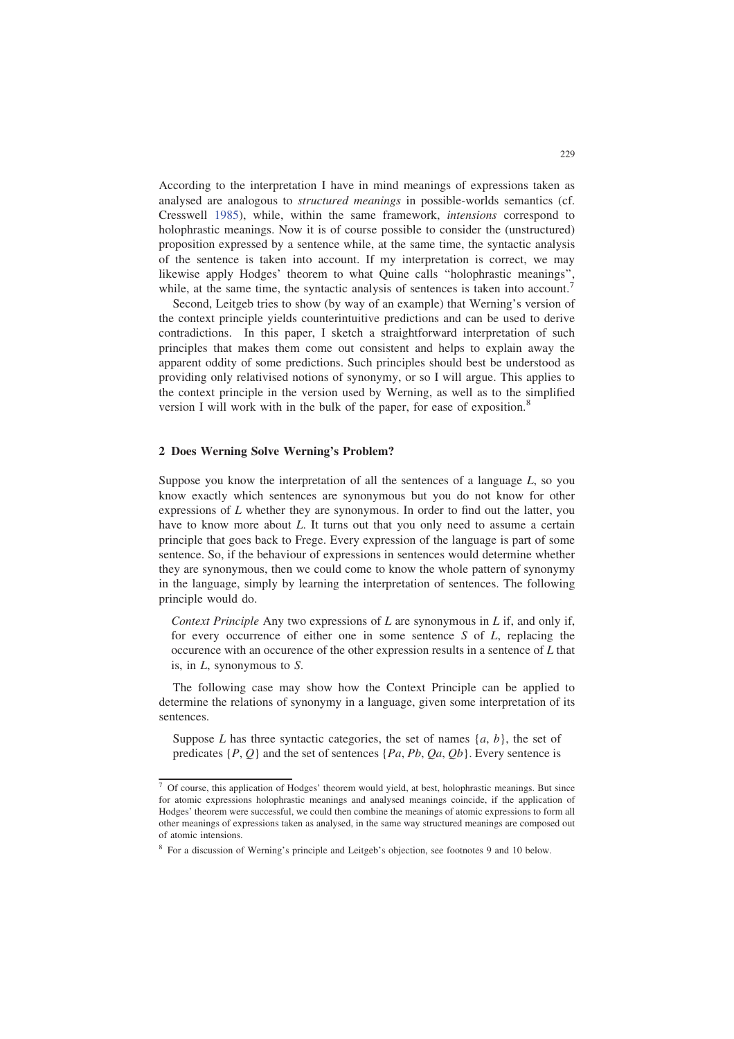According to the interpretation I have in mind meanings of expressions taken as analysed are analogous to *structured meanings* in possible-worlds semantics (cf. Cresswell 1985), while, within the same framework, *intensions* correspond to holophrastic meanings. Now it is of course possible to consider the (unstructured) proposition expressed by a sentence while, at the same time, the syntactic analysis of the sentence is taken into account. If my interpretation is correct, we may likewise apply Hodges' theorem to what Quine calls "holophrastic meanings", while, at the same time, the syntactic analysis of sentences is taken into account.[7]

Second, Leitgeb tries to show (by way of an example) that Werning's version of the context principle yields counterintuitive predictions and can be used to derive contradictions. In this paper, I sketch a straightforward interpretation of such principles that makes them come out consistent and helps to explain away the apparent oddity of some predictions. Such principles should best be understood as providing only relativised notions of synonymy, or so I will argue. This applies to the context principle in the version used by Werning, as well as to the simplified version I will work with in the bulk of the paper, for ease of exposition.[8]

## 2 Does Werning Solve Werning's Problem?

Suppose you know the interpretation of all the sentences of a language *L*, so you know exactly which sentences are synonymous but you do not know for other expressions of *L* whether they are synonymous. In order to find out the latter, you have to know more about *L*. It turns out that you only need to assume a certain principle that goes back to Frege. Every expression of the language is part of some sentence. So, if the behaviour of expressions in sentences would determine whether they are synonymous, then we could come to know the whole pattern of synonymy in the language, simply by learning the interpretation of sentences. The following principle would do.

> *Context Principle* Any two expressions of *L* are synonymous in *L* if, and only if, for every occurrence of either one in some sentence *S* of *L*, replacing the occurence with an occurence of the other expression results in a sentence of *L* that is, in *L*, synonymous to *S*.

The following case may show how the Context Principle can be applied to determine the relations of synonymy in a language, given some interpretation of its sentences.

> Suppose *L* has three syntactic categories, the set of names $\{a, b\}$, the set of predicates $\{P, Q\}$ and the set of sentences $\{Pa, Pb, Qa, Qb\}$. Every sentence is

---

[7] Of course, this application of Hodges' theorem would yield, at best, holophrastic meanings. But since for atomic expressions holophrastic meanings and analysed meanings coincide, if the application of Hodges' theorem were successful, we could then combine the meanings of atomic expressions to form all other meanings of expressions taken as analysed, in the same way structured meanings are composed out of atomic intensions.

[8] For a discussion of Werning's principle and Leitgeb's objection, see footnotes 9 and 10 below.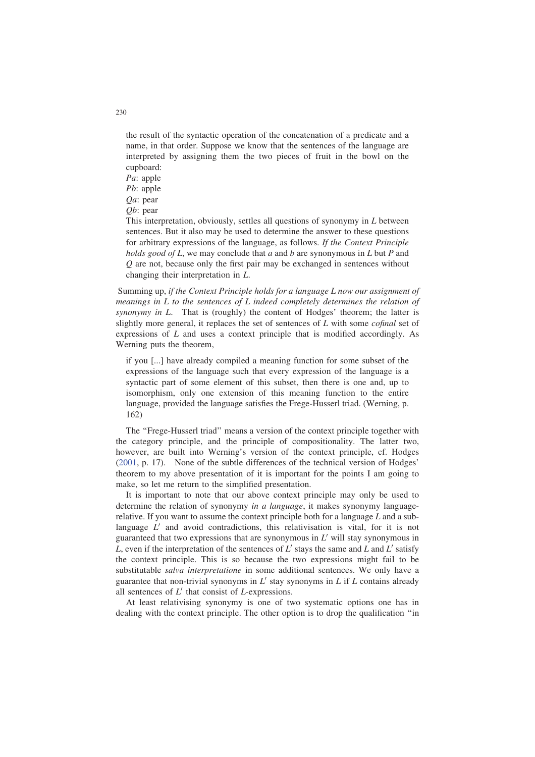> the result of the syntactic operation of the concatenation of a predicate and a name, in that order. Suppose we know that the sentences of the language are interpreted by assigning them the two pieces of fruit in the bowl on the cupboard:
> *Pa*: apple
> *Pb*: apple
> *Qa*: pear
> *Qb*: pear
> This interpretation, obviously, settles all questions of synonymy in *L* between sentences. But it also may be used to determine the answer to these questions for arbitrary expressions of the language, as follows. *If the Context Principle holds good of L*, we may conclude that *a* and *b* are synonymous in *L* but *P* and *Q* are not, because only the first pair may be exchanged in sentences without changing their interpretation in *L*.

Summing up, *if the Context Principle holds for a language L now our assignment of meanings in L to the sentences of L indeed completely determines the relation of synonymy in L.* That is (roughly) the content of Hodges' theorem; the latter is slightly more general, it replaces the set of sentences of *L* with some *cofinal* set of expressions of *L* and uses a context principle that is modified accordingly. As Werning puts the theorem,

> if you [...] have already compiled a meaning function for some subset of the expressions of the language such that every expression of the language is a syntactic part of some element of this subset, then there is one and, up to isomorphism, only one extension of this meaning function to the entire language, provided the language satisfies the Frege-Husserl triad. (Werning, p. 162)

The "Frege-Husserl triad" means a version of the context principle together with the category principle, and the principle of compositionality. The latter two, however, are built into Werning's version of the context principle, cf. Hodges (2001, p. 17). None of the subtle differences of the technical version of Hodges' theorem to my above presentation of it is important for the points I am going to make, so let me return to the simplified presentation.

It is important to note that our above context principle may only be used to determine the relation of synonymy *in a language*, it makes synonymy language-relative. If you want to assume the context principle both for a language *L* and a sub-language $L'$ and avoid contradictions, this relativisation is vital, for it is not guaranteed that two expressions that are synonymous in $L'$ will stay synonymous in *L*, even if the interpretation of the sentences of $L'$ stays the same and *L* and $L'$ satisfy the context principle. This is so because the two expressions might fail to be substitutable *salva interpretatione* in some additional sentences. We only have a guarantee that non-trivial synonyms in $L'$ stay synonyms in *L* if *L* contains already all sentences of $L'$ that consist of *L*-expressions.

At least relativising synonymy is one of two systematic options one has in dealing with the context principle. The other option is to drop the qualification "in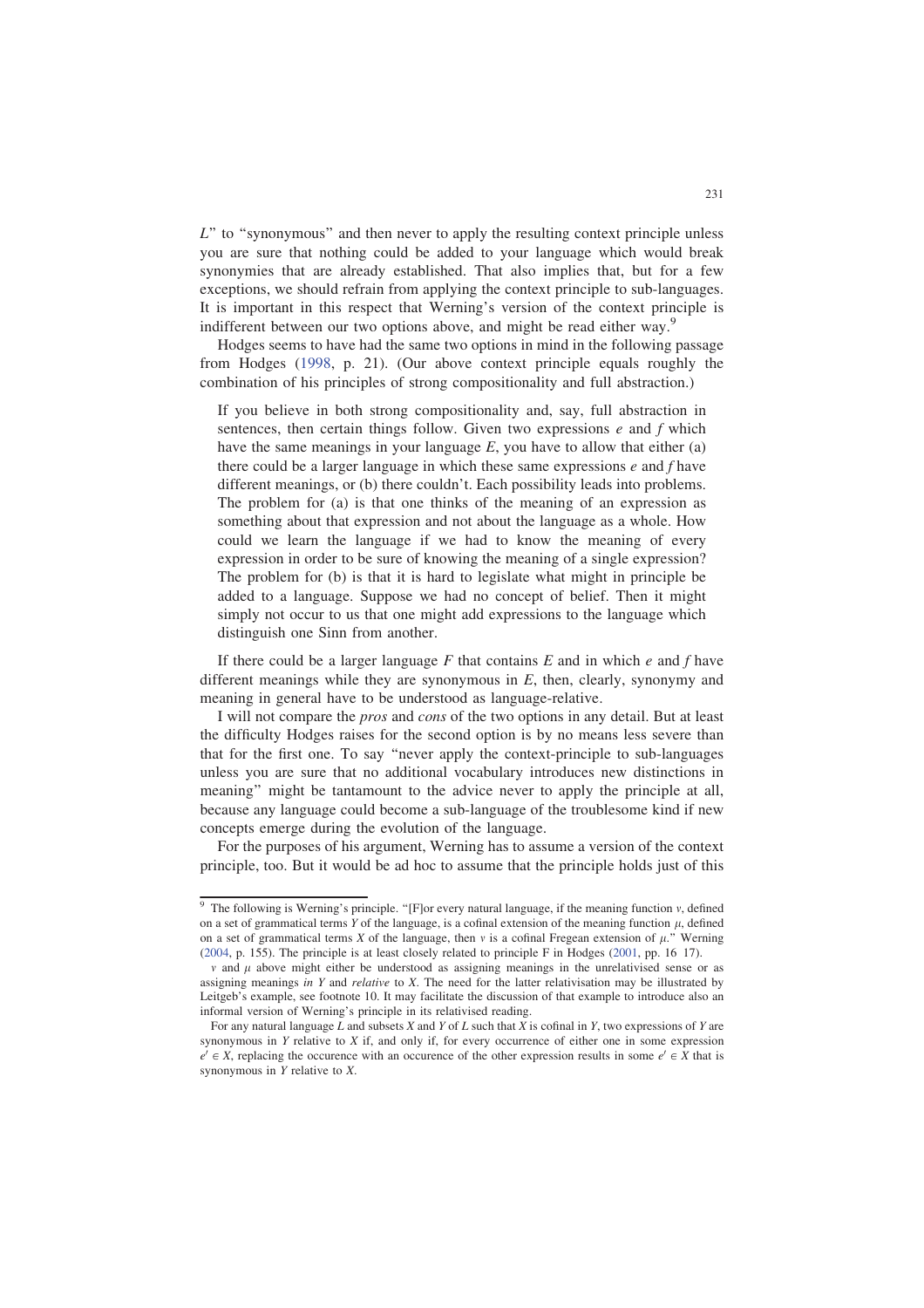*L*" to "synonymous" and then never to apply the resulting context principle unless you are sure that nothing could be added to your language which would break synonymies that are already established. That also implies that, but for a few exceptions, we should refrain from applying the context principle to sub-languages. It is important in this respect that Werning's version of the context principle is indifferent between our two options above, and might be read either way.[9]

Hodges seems to have had the same two options in mind in the following passage from Hodges (1998, p. 21). (Our above context principle equals roughly the combination of his principles of strong compositionality and full abstraction.)

> If you believe in both strong compositionality and, say, full abstraction in sentences, then certain things follow. Given two expressions *e* and *f* which have the same meanings in your language *E*, you have to allow that either (a) there could be a larger language in which these same expressions *e* and *f* have different meanings, or (b) there couldn't. Each possibility leads into problems. The problem for (a) is that one thinks of the meaning of an expression as something about that expression and not about the language as a whole. How could we learn the language if we had to know the meaning of every expression in order to be sure of knowing the meaning of a single expression? The problem for (b) is that it is hard to legislate what might in principle be added to a language. Suppose we had no concept of belief. Then it might simply not occur to us that one might add expressions to the language which distinguish one Sinn from another.

If there could be a larger language *F* that contains *E* and in which *e* and *f* have different meanings while they are synonymous in *E*, then, clearly, synonymy and meaning in general have to be understood as language-relative.

I will not compare the *pros* and *cons* of the two options in any detail. But at least the difficulty Hodges raises for the second option is by no means less severe than that for the first one. To say "never apply the context-principle to sub-languages unless you are sure that no additional vocabulary introduces new distinctions in meaning" might be tantamount to the advice never to apply the principle at all, because any language could become a sub-language of the troublesome kind if new concepts emerge during the evolution of the language.

For the purposes of his argument, Werning has to assume a version of the context principle, too. But it would be ad hoc to assume that the principle holds just of this

---

[9] The following is Werning's principle. "[F]or every natural language, if the meaning function $\nu$, defined on a set of grammatical terms *Y* of the language, is a cofinal extension of the meaning function $\mu$, defined on a set of grammatical terms *X* of the language, then $\nu$ is a cofinal Fregean extension of $\mu$." Werning (2004, p. 155). The principle is at least closely related to principle F in Hodges (2001, pp. 16 17).

$\nu$ and $\mu$ above might either be understood as assigning meanings in the unrelativised sense or as assigning meanings *in* *Y* and *relative* to *X*. The need for the latter relativisation may be illustrated by Leitgeb's example, see footnote 10. It may facilitate the discussion of that example to introduce also an informal version of Werning's principle in its relativised reading.

For any natural language *L* and subsets *X* and *Y* of *L* such that *X* is cofinal in *Y*, two expressions of *Y* are synonymous in *Y* relative to *X* if, and only if, for every occurrence of either one in some expression $e' \in X$, replacing the occurence with an occurence of the other expression results in some $e' \in X$ that is synonymous in *Y* relative to *X*.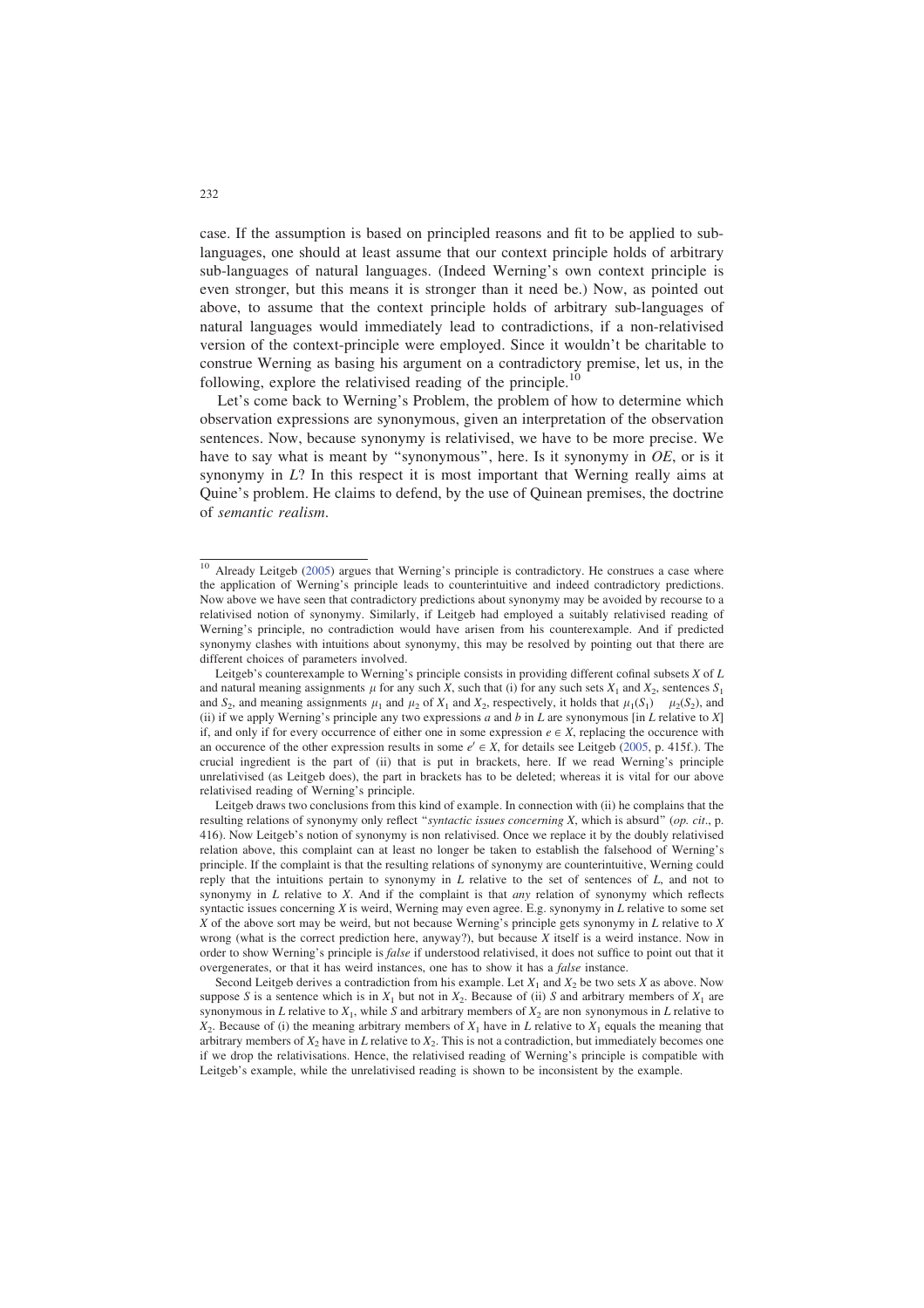case. If the assumption is based on principled reasons and fit to be applied to sub-languages, one should at least assume that our context principle holds of arbitrary sub-languages of natural languages. (Indeed Werning's own context principle is even stronger, but this means it is stronger than it need be.) Now, as pointed out above, to assume that the context principle holds of arbitrary sub-languages of natural languages would immediately lead to contradictions, if a non-relativised version of the context-principle were employed. Since it wouldn't be charitable to construe Werning as basing his argument on a contradictory premise, let us, in the following, explore the relativised reading of the principle.[10]

Let's come back to Werning's Problem, the problem of how to determine which observation expressions are synonymous, given an interpretation of the observation sentences. Now, because synonymy is relativised, we have to be more precise. We have to say what is meant by "synonymous", here. Is it synonymy in *OE*, or is it synonymy in *L*? In this respect it is most important that Werning really aims at Quine's problem. He claims to defend, by the use of Quinean premises, the doctrine of *semantic realism*.

---

[10] Already Leitgeb (2005) argues that Werning's principle is contradictory. He construes a case where the application of Werning's principle leads to counterintuitive and indeed contradictory predictions. Now above we have seen that contradictory predictions about synonymy may be avoided by recourse to a relativised notion of synonymy. Similarly, if Leitgeb had employed a suitably relativised reading of Werning's principle, no contradiction would have arisen from his counterexample. And if predicted synonymy clashes with intuitions about synonymy, this may be resolved by pointing out that there are different choices of parameters involved.

Leitgeb's counterexample to Werning's principle consists in providing different cofinal subsets $X$ of $L$ and natural meaning assignments $\mu$ for any such $X$, such that (i) for any such sets $X_1$ and $X_2$, sentences $S_1$ and $S_2$, and meaning assignments $\mu_1$ and $\mu_2$ of $X_1$ and $X_2$, respectively, it holds that $\mu_1(S_1) \quad \mu_2(S_2)$, and (ii) if we apply Werning's principle any two expressions $a$ and $b$ in $L$ are synonymous [in $L$ relative to $X$] if, and only if for every occurrence of either one in some expression $e \in X$, replacing the occurence with an occurence of the other expression results in some $e' \in X$, for details see Leitgeb (2005, p. 415f.). The crucial ingredient is the part of (ii) that is put in brackets, here. If we read Werning's principle unrelativised (as Leitgeb does), the part in brackets has to be deleted; whereas it is vital for our above relativised reading of Werning's principle.

Leitgeb draws two conclusions from this kind of example. In connection with (ii) he complains that the resulting relations of synonymy only reflect "*syntactic issues concerning X*, which is absurd" (*op. cit*., p. 416). Now Leitgeb's notion of synonymy is non relativised. Once we replace it by the doubly relativised relation above, this complaint can at least no longer be taken to establish the falsehood of Werning's principle. If the complaint is that the resulting relations of synonymy are counterintuitive, Werning could reply that the intuitions pertain to synonymy in $L$ relative to the set of sentences of $L$, and not to synonymy in $L$ relative to $X$. And if the complaint is that *any* relation of synonymy which reflects syntactic issues concerning $X$ is weird, Werning may even agree. E.g. synonymy in $L$ relative to some set $X$ of the above sort may be weird, but not because Werning's principle gets synonymy in $L$ relative to $X$ wrong (what is the correct prediction here, anyway?), but because $X$ itself is a weird instance. Now in order to show Werning's principle is *false* if understood relativised, it does not suffice to point out that it overgenerates, or that it has weird instances, one has to show it has a *false* instance.

Second Leitgeb derives a contradiction from his example. Let $X_1$ and $X_2$ be two sets $X$ as above. Now suppose $S$ is a sentence which is in $X_1$ but not in $X_2$. Because of (ii) $S$ and arbitrary members of $X_1$ are synonymous in $L$ relative to $X_1$, while $S$ and arbitrary members of $X_2$ are non synonymous in $L$ relative to $X_2$. Because of (i) the meaning arbitrary members of $X_1$ have in $L$ relative to $X_1$ equals the meaning that arbitrary members of $X_2$ have in $L$ relative to $X_2$. This is not a contradiction, but immediately becomes one if we drop the relativisations. Hence, the relativised reading of Werning's principle is compatible with Leitgeb's example, while the unrelativised reading is shown to be inconsistent by the example.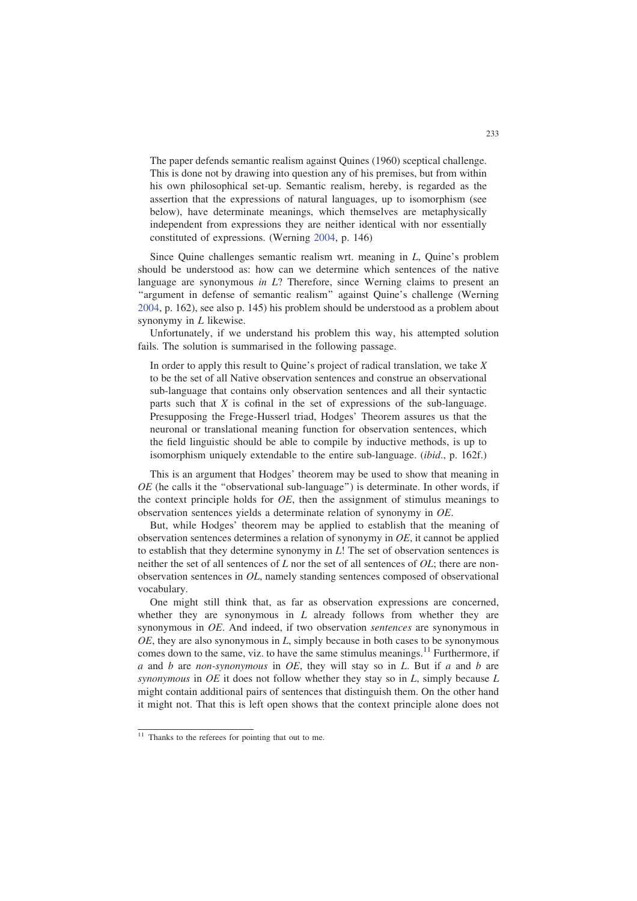> The paper defends semantic realism against Quines (1960) sceptical challenge. This is done not by drawing into question any of his premises, but from within his own philosophical set-up. Semantic realism, hereby, is regarded as the assertion that the expressions of natural languages, up to isomorphism (see below), have determinate meanings, which themselves are metaphysically independent from expressions they are neither identical with nor essentially constituted of expressions. (Werning 2004, p. 146)

Since Quine challenges semantic realism wrt. meaning in *L*, Quine's problem should be understood as: how can we determine which sentences of the native language are synonymous *in L*? Therefore, since Werning claims to present an "argument in defense of semantic realism" against Quine's challenge (Werning 2004, p. 162), see also p. 145) his problem should be understood as a problem about synonymy in *L* likewise.

Unfortunately, if we understand his problem this way, his attempted solution fails. The solution is summarised in the following passage.

> In order to apply this result to Quine's project of radical translation, we take *X* to be the set of all Native observation sentences and construe an observational sub-language that contains only observation sentences and all their syntactic parts such that *X* is cofinal in the set of expressions of the sub-language. Presupposing the Frege-Husserl triad, Hodges' Theorem assures us that the neuronal or translational meaning function for observation sentences, which the field linguistic should be able to compile by inductive methods, is up to isomorphism uniquely extendable to the entire sub-language. (*ibid*., p. 162f.)

This is an argument that Hodges' theorem may be used to show that meaning in *OE* (he calls it the "observational sub-language") is determinate. In other words, if the context principle holds for *OE*, then the assignment of stimulus meanings to observation sentences yields a determinate relation of synonymy in *OE*.

But, while Hodges' theorem may be applied to establish that the meaning of observation sentences determines a relation of synonymy in *OE*, it cannot be applied to establish that they determine synonymy in *L*! The set of observation sentences is neither the set of all sentences of *L* nor the set of all sentences of *OL*; there are non-observation sentences in *OL*, namely standing sentences composed of observational vocabulary.

One might still think that, as far as observation expressions are concerned, whether they are synonymous in *L* already follows from whether they are synonymous in *OE*. And indeed, if two observation *sentences* are synonymous in *OE*, they are also synonymous in *L*, simply because in both cases to be synonymous comes down to the same, viz. to have the same stimulus meanings.[11] Furthermore, if *a* and *b* are *non-synonymous* in *OE*, they will stay so in *L*. But if *a* and *b* are *synonymous* in *OE* it does not follow whether they stay so in *L*, simply because *L* might contain additional pairs of sentences that distinguish them. On the other hand it might not. That this is left open shows that the context principle alone does not

[11] Thanks to the referees for pointing that out to me.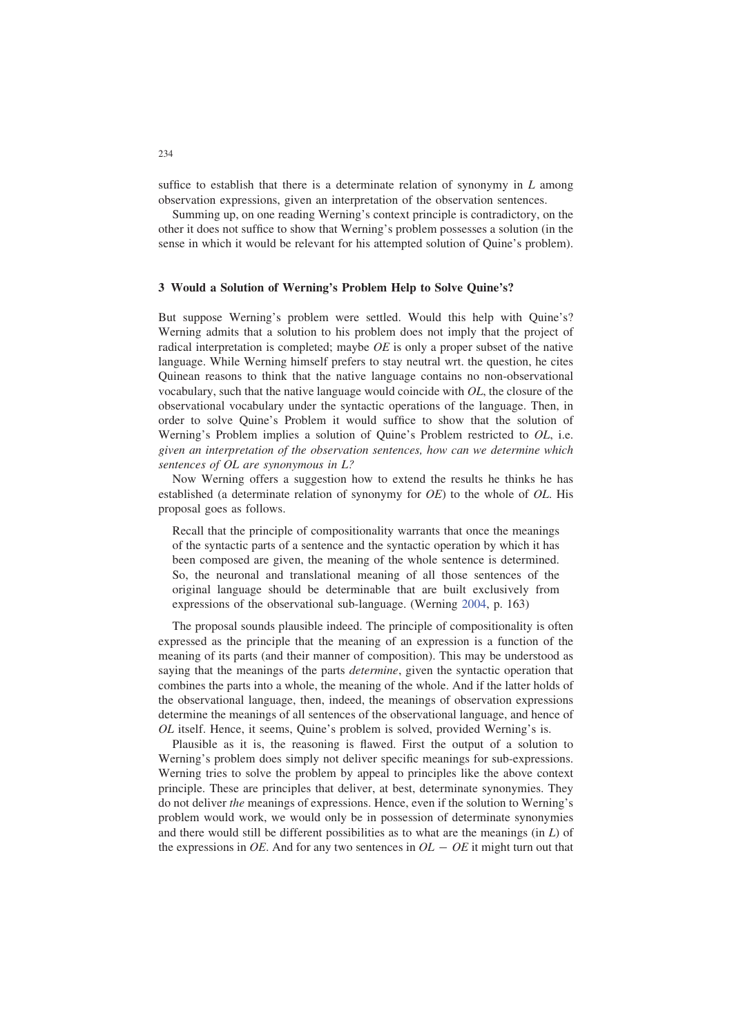suffice to establish that there is a determinate relation of synonymy in *L* among observation expressions, given an interpretation of the observation sentences.

Summing up, on one reading Werning's context principle is contradictory, on the other it does not suffice to show that Werning's problem possesses a solution (in the sense in which it would be relevant for his attempted solution of Quine's problem).

## 3 Would a Solution of Werning's Problem Help to Solve Quine's?

But suppose Werning's problem were settled. Would this help with Quine's? Werning admits that a solution to his problem does not imply that the project of radical interpretation is completed; maybe *OE* is only a proper subset of the native language. While Werning himself prefers to stay neutral wrt. the question, he cites Quinean reasons to think that the native language contains no non-observational vocabulary, such that the native language would coincide with *OL*, the closure of the observational vocabulary under the syntactic operations of the language. Then, in order to solve Quine's Problem it would suffice to show that the solution of Werning's Problem implies a solution of Quine's Problem restricted to *OL*, i.e. *given an interpretation of the observation sentences, how can we determine which sentences of OL are synonymous in L?*

Now Werning offers a suggestion how to extend the results he thinks he has established (a determinate relation of synonymy for *OE*) to the whole of *OL*. His proposal goes as follows.

> Recall that the principle of compositionality warrants that once the meanings of the syntactic parts of a sentence and the syntactic operation by which it has been composed are given, the meaning of the whole sentence is determined. So, the neuronal and translational meaning of all those sentences of the original language should be determinable that are built exclusively from expressions of the observational sub-language. (Werning 2004, p. 163)

The proposal sounds plausible indeed. The principle of compositionality is often expressed as the principle that the meaning of an expression is a function of the meaning of its parts (and their manner of composition). This may be understood as saying that the meanings of the parts *determine*, given the syntactic operation that combines the parts into a whole, the meaning of the whole. And if the latter holds of the observational language, then, indeed, the meanings of observation expressions determine the meanings of all sentences of the observational language, and hence of *OL* itself. Hence, it seems, Quine's problem is solved, provided Werning's is.

Plausible as it is, the reasoning is flawed. First the output of a solution to Werning's problem does simply not deliver specific meanings for sub-expressions. Werning tries to solve the problem by appeal to principles like the above context principle. These are principles that deliver, at best, determinate synonymies. They do not deliver *the* meanings of expressions. Hence, even if the solution to Werning's problem would work, we would only be in possession of determinate synonymies and there would still be different possibilities as to what are the meanings (in *L*) of the expressions in *OE*. And for any two sentences in $OL - OE$ it might turn out that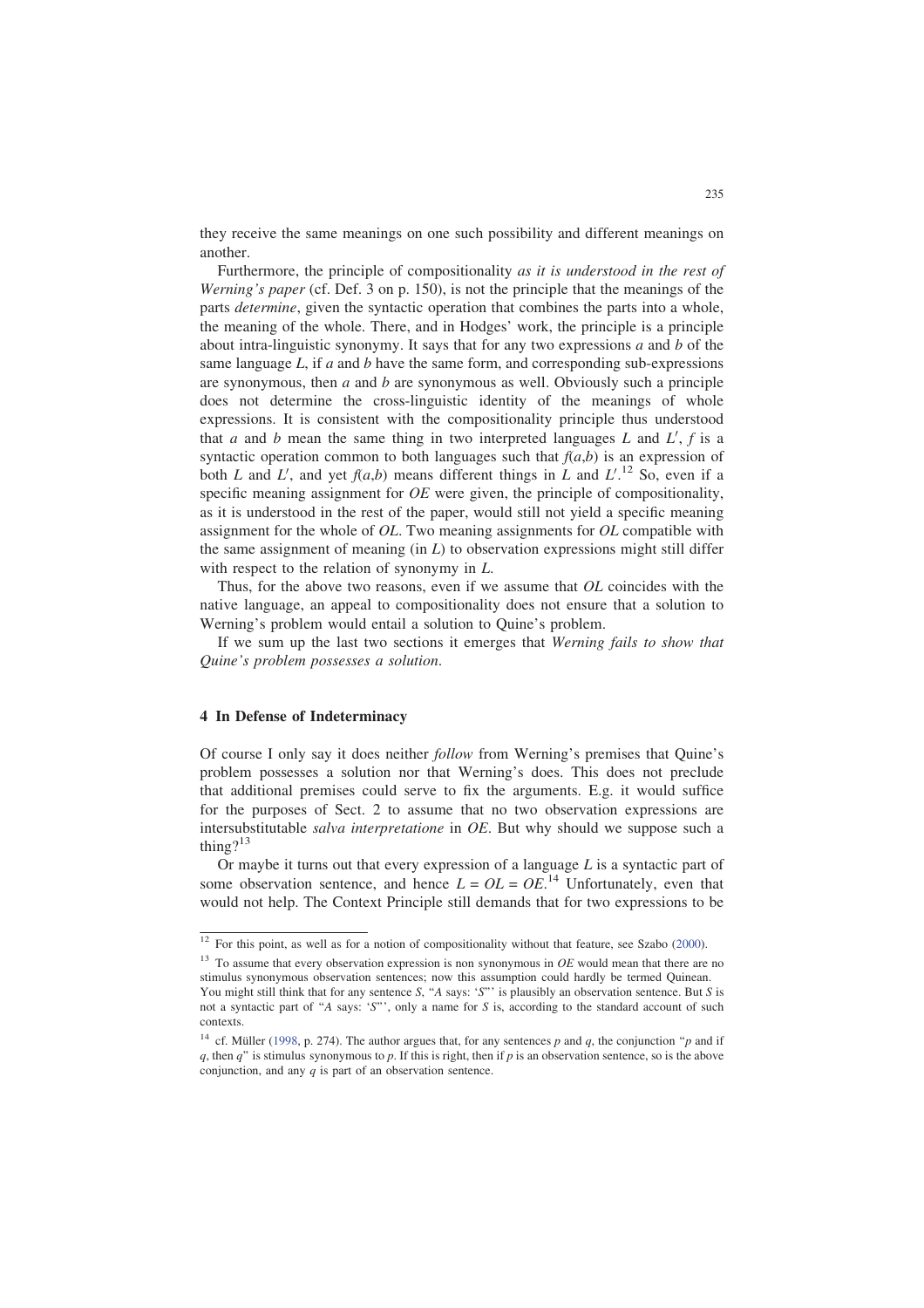they receive the same meanings on one such possibility and different meanings on another.

Furthermore, the principle of compositionality *as it is understood in the rest of Werning's paper* (cf. Def. 3 on p. 150), is not the principle that the meanings of the parts *determine*, given the syntactic operation that combines the parts into a whole, the meaning of the whole. There, and in Hodges' work, the principle is a principle about intra-linguistic synonymy. It says that for any two expressions $a$ and $b$ of the same language $L$, if $a$ and $b$ have the same form, and corresponding sub-expressions are synonymous, then $a$ and $b$ are synonymous as well. Obviously such a principle does not determine the cross-linguistic identity of the meanings of whole expressions. It is consistent with the compositionality principle thus understood that $a$ and $b$ mean the same thing in two interpreted languages $L$ and $L'$, $f$ is a syntactic operation common to both languages such that $f(a,b)$ is an expression of both $L$ and $L'$, and yet $f(a,b)$ means different things in $L$ and $L'$.[12] So, even if a specific meaning assignment for *OE* were given, the principle of compositionality, as it is understood in the rest of the paper, would still not yield a specific meaning assignment for the whole of *OL*. Two meaning assignments for *OL* compatible with the same assignment of meaning (in $L$) to observation expressions might still differ with respect to the relation of synonymy in $L$.

Thus, for the above two reasons, even if we assume that *OL* coincides with the native language, an appeal to compositionality does not ensure that a solution to Werning's problem would entail a solution to Quine's problem.

If we sum up the last two sections it emerges that *Werning fails to show that Quine's problem possesses a solution*.

## 4 In Defense of Indeterminacy

Of course I only say it does neither *follow* from Werning's premises that Quine's problem possesses a solution nor that Werning's does. This does not preclude that additional premises could serve to fix the arguments. E.g. it would suffice for the purposes of Sect. 2 to assume that no two observation expressions are intersubstitutable *salva interpretatione* in *OE*. But why should we suppose such a thing?[13]

Or maybe it turns out that every expression of a language $L$ is a syntactic part of some observation sentence, and hence $L = OL = OE$.[14] Unfortunately, even that would not help. The Context Principle still demands that for two expressions to be

---

[12] For this point, as well as for a notion of compositionality without that feature, see Szabo (2000).

[13] To assume that every observation expression is non synonymous in *OE* would mean that there are no stimulus synonymous observation sentences; now this assumption could hardly be termed Quinean. You might still think that for any sentence $S$, "$A$ says: '$S$"' is plausibly an observation sentence. But $S$ is not a syntactic part of "$A$ says: '$S$"', only a name for $S$ is, according to the standard account of such contexts.

[14] cf. Müller (1998, p. 274). The author argues that, for any sentences $p$ and $q$, the conjunction "$p$ and if $q$, then $q$" is stimulus synonymous to $p$. If this is right, then if $p$ is an observation sentence, so is the above conjunction, and any $q$ is part of an observation sentence.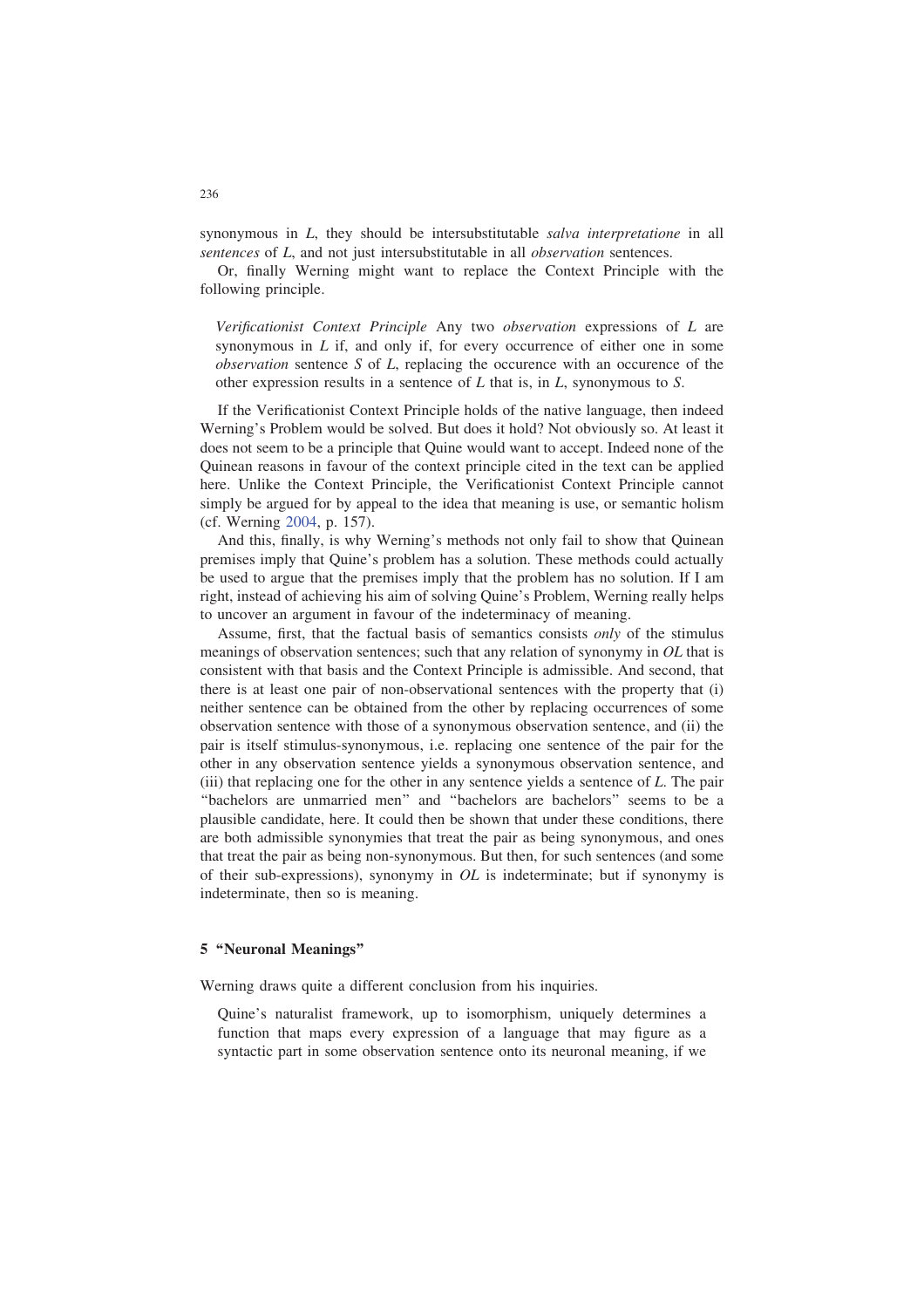synonymous in *L*, they should be intersubstitutable *salva interpretatione* in all *sentences* of *L*, and not just intersubstitutable in all *observation* sentences.

Or, finally Werning might want to replace the Context Principle with the following principle.

> *Verificationist Context Principle* Any two *observation* expressions of *L* are synonymous in *L* if, and only if, for every occurrence of either one in some *observation* sentence *S* of *L*, replacing the occurence with an occurence of the other expression results in a sentence of *L* that is, in *L*, synonymous to *S*.

If the Verificationist Context Principle holds of the native language, then indeed Werning's Problem would be solved. But does it hold? Not obviously so. At least it does not seem to be a principle that Quine would want to accept. Indeed none of the Quinean reasons in favour of the context principle cited in the text can be applied here. Unlike the Context Principle, the Verificationist Context Principle cannot simply be argued for by appeal to the idea that meaning is use, or semantic holism (cf. Werning 2004, p. 157).

And this, finally, is why Werning's methods not only fail to show that Quinean premises imply that Quine's problem has a solution. These methods could actually be used to argue that the premises imply that the problem has no solution. If I am right, instead of achieving his aim of solving Quine's Problem, Werning really helps to uncover an argument in favour of the indeterminacy of meaning.

Assume, first, that the factual basis of semantics consists *only* of the stimulus meanings of observation sentences; such that any relation of synonymy in *OL* that is consistent with that basis and the Context Principle is admissible. And second, that there is at least one pair of non-observational sentences with the property that (i) neither sentence can be obtained from the other by replacing occurrences of some observation sentence with those of a synonymous observation sentence, and (ii) the pair is itself stimulus-synonymous, i.e. replacing one sentence of the pair for the other in any observation sentence yields a synonymous observation sentence, and (iii) that replacing one for the other in any sentence yields a sentence of *L*. The pair "bachelors are unmarried men" and "bachelors are bachelors" seems to be a plausible candidate, here. It could then be shown that under these conditions, there are both admissible synonymies that treat the pair as being synonymous, and ones that treat the pair as being non-synonymous. But then, for such sentences (and some of their sub-expressions), synonymy in *OL* is indeterminate; but if synonymy is indeterminate, then so is meaning.

## 5 "Neuronal Meanings"

Werning draws quite a different conclusion from his inquiries.

> Quine's naturalist framework, up to isomorphism, uniquely determines a function that maps every expression of a language that may figure as a syntactic part in some observation sentence onto its neuronal meaning, if we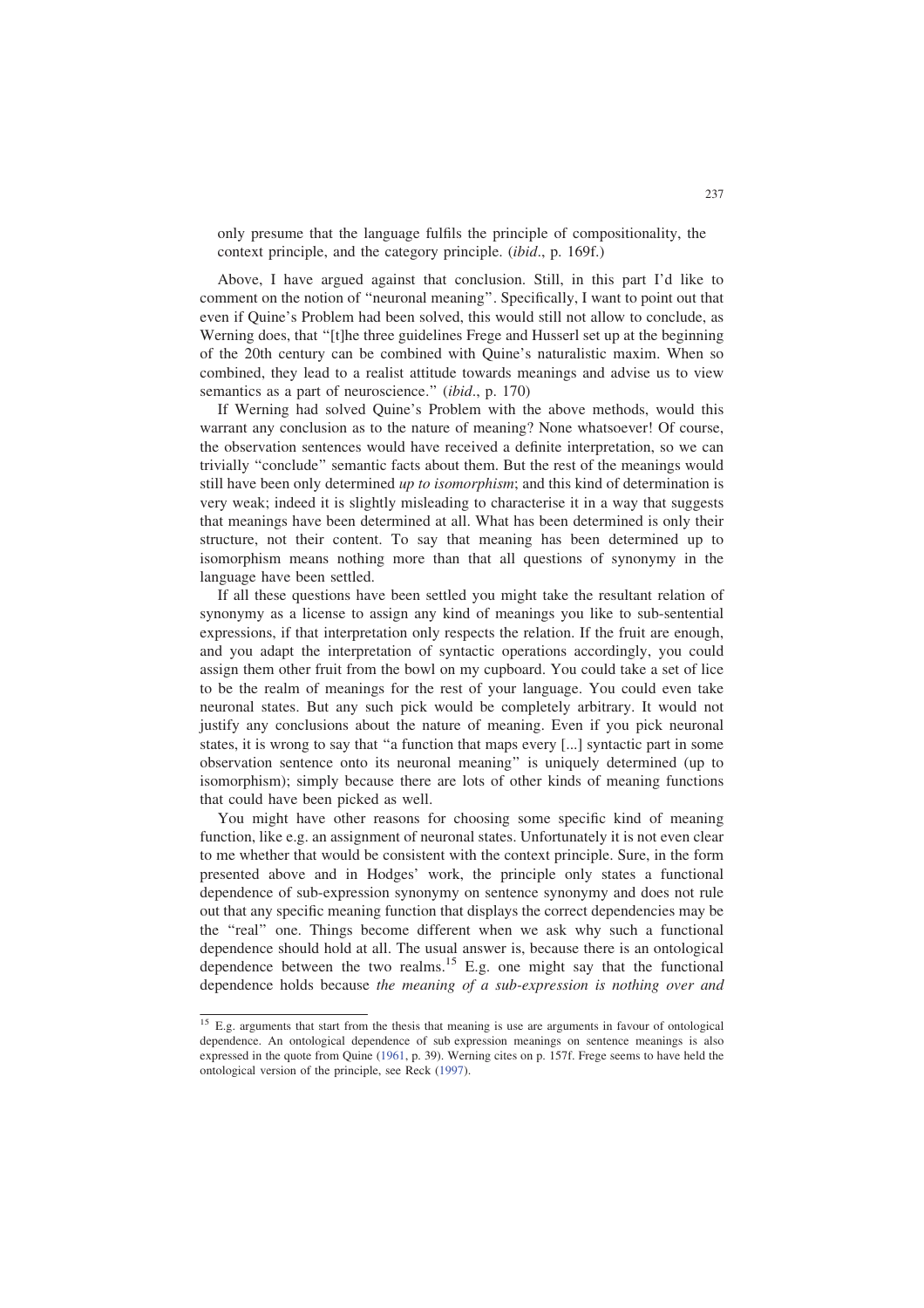only presume that the language fulfils the principle of compositionality, the context principle, and the category principle. (*ibid*., p. 169f.)

Above, I have argued against that conclusion. Still, in this part I'd like to comment on the notion of "neuronal meaning". Specifically, I want to point out that even if Quine's Problem had been solved, this would still not allow to conclude, as Werning does, that "[t]he three guidelines Frege and Husserl set up at the beginning of the 20th century can be combined with Quine's naturalistic maxim. When so combined, they lead to a realist attitude towards meanings and advise us to view semantics as a part of neuroscience." (*ibid*., p. 170)

If Werning had solved Quine's Problem with the above methods, would this warrant any conclusion as to the nature of meaning? None whatsoever! Of course, the observation sentences would have received a definite interpretation, so we can trivially "conclude" semantic facts about them. But the rest of the meanings would still have been only determined *up to isomorphism*; and this kind of determination is very weak; indeed it is slightly misleading to characterise it in a way that suggests that meanings have been determined at all. What has been determined is only their structure, not their content. To say that meaning has been determined up to isomorphism means nothing more than that all questions of synonymy in the language have been settled.

If all these questions have been settled you might take the resultant relation of synonymy as a license to assign any kind of meanings you like to sub-sentential expressions, if that interpretation only respects the relation. If the fruit are enough, and you adapt the interpretation of syntactic operations accordingly, you could assign them other fruit from the bowl on my cupboard. You could take a set of lice to be the realm of meanings for the rest of your language. You could even take neuronal states. But any such pick would be completely arbitrary. It would not justify any conclusions about the nature of meaning. Even if you pick neuronal states, it is wrong to say that "a function that maps every [...] syntactic part in some observation sentence onto its neuronal meaning" is uniquely determined (up to isomorphism); simply because there are lots of other kinds of meaning functions that could have been picked as well.

You might have other reasons for choosing some specific kind of meaning function, like e.g. an assignment of neuronal states. Unfortunately it is not even clear to me whether that would be consistent with the context principle. Sure, in the form presented above and in Hodges' work, the principle only states a functional dependence of sub-expression synonymy on sentence synonymy and does not rule out that any specific meaning function that displays the correct dependencies may be the "real" one. Things become different when we ask why such a functional dependence should hold at all. The usual answer is, because there is an ontological dependence between the two realms.[15] E.g. one might say that the functional dependence holds because *the meaning of a sub-expression is nothing over and*

[15] E.g. arguments that start from the thesis that meaning is use are arguments in favour of ontological dependence. An ontological dependence of sub expression meanings on sentence meanings is also expressed in the quote from Quine (1961, p. 39). Werning cites on p. 157f. Frege seems to have held the ontological version of the principle, see Reck (1997).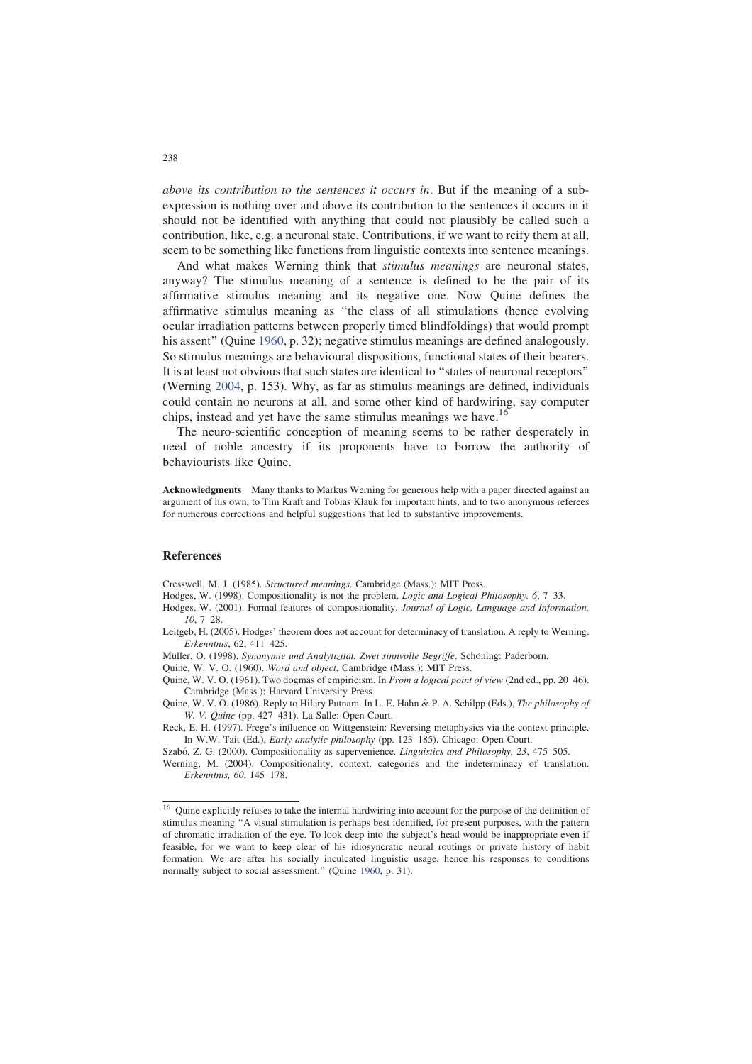*above its contribution to the sentences it occurs in*. But if the meaning of a subexpression is nothing over and above its contribution to the sentences it occurs in it should not be identified with anything that could not plausibly be called such a contribution, like, e.g. a neuronal state. Contributions, if we want to reify them at all, seem to be something like functions from linguistic contexts into sentence meanings.

And what makes Werning think that *stimulus meanings* are neuronal states, anyway? The stimulus meaning of a sentence is defined to be the pair of its affirmative stimulus meaning and its negative one. Now Quine defines the affirmative stimulus meaning as "the class of all stimulations (hence evolving ocular irradiation patterns between properly timed blindfoldings) that would prompt his assent" (Quine 1960, p. 32); negative stimulus meanings are defined analogously. So stimulus meanings are behavioural dispositions, functional states of their bearers. It is at least not obvious that such states are identical to "states of neuronal receptors" (Werning 2004, p. 153). Why, as far as stimulus meanings are defined, individuals could contain no neurons at all, and some other kind of hardwiring, say computer chips, instead and yet have the same stimulus meanings we have.[16]

The neuro-scientific conception of meaning seems to be rather desperately in need of noble ancestry if its proponents have to borrow the authority of behaviourists like Quine.

**Acknowledgments** Many thanks to Markus Werning for generous help with a paper directed against an argument of his own, to Tim Kraft and Tobias Klauk for important hints, and to two anonymous referees for numerous corrections and helpful suggestions that led to substantive improvements.

## References

Cresswell, M. J. (1985). *Structured meanings*. Cambridge (Mass.): MIT Press.

Hodges, W. (1998). Compositionality is not the problem. *Logic and Logical Philosophy, 6*, 7 33.

Hodges, W. (2001). Formal features of compositionality. *Journal of Logic, Language and Information, 10*, 7 28.

Leitgeb, H. (2005). Hodges' theorem does not account for determinacy of translation. A reply to Werning. *Erkenntnis*, 62, 411 425.

Müller, O. (1998). *Synonymie und Analytizität. Zwei sinnvolle Begriffe*. Schöning: Paderborn.

Quine, W. V. O. (1960). *Word and object*, Cambridge (Mass.): MIT Press.

Quine, W. V. O. (1961). Two dogmas of empiricism. In *From a logical point of view* (2nd ed., pp. 20 46). Cambridge (Mass.): Harvard University Press.

Quine, W. V. O. (1986). Reply to Hilary Putnam. In L. E. Hahn & P. A. Schilpp (Eds.), *The philosophy of W. V. Quine* (pp. 427 431). La Salle: Open Court.

Reck, E. H. (1997). Frege's influence on Wittgenstein: Reversing metaphysics via the context principle. In W.W. Tait (Ed.), *Early analytic philosophy* (pp. 123 185). Chicago: Open Court.

Szabó, Z. G. (2000). Compositionality as supervenience. *Linguistics and Philosophy, 23*, 475 505.

Werning, M. (2004). Compositionality, context, categories and the indeterminacy of translation. *Erkenntnis, 60*, 145 178.

---

[16] Quine explicitly refuses to take the internal hardwiring into account for the purpose of the definition of stimulus meaning "A visual stimulation is perhaps best identified, for present purposes, with the pattern of chromatic irradiation of the eye. To look deep into the subject's head would be inappropriate even if feasible, for we want to keep clear of his idiosyncratic neural routings or private history of habit formation. We are after his socially inculcated linguistic usage, hence his responses to conditions normally subject to social assessment." (Quine 1960, p. 31).